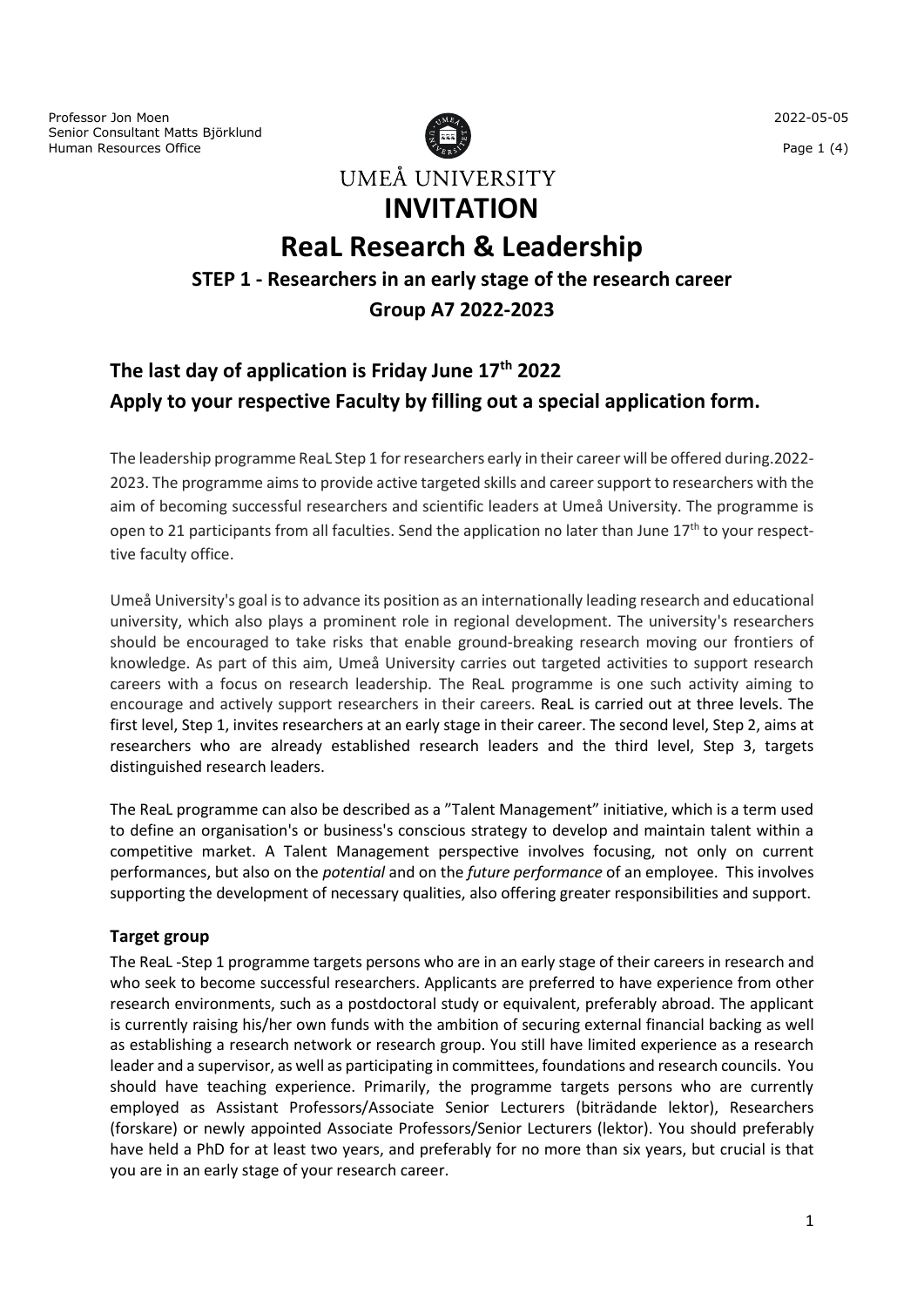Professor Jon Moen
Senior Consultant Matts Björklund
Human Resources Office

2022-05-05

UMEÅ UNIVERSITY

# INVITATION

# ReaL Research & Leadership

### STEP 1 - Researchers in an early stage of the research career

### Group A7 2022-2023

## The last day of application is Friday June 17th 2022

## Apply to your respective Faculty by filling out a special application form.

The leadership programme ReaL Step 1 for researchers early in their career will be offered during.2022-2023. The programme aims to provide active targeted skills and career support to researchers with the aim of becoming successful researchers and scientific leaders at Umeå University. The programme is open to 21 participants from all faculties. Send the application no later than June 17th to your respective faculty office.

Umeå University's goal is to advance its position as an internationally leading research and educational university, which also plays a prominent role in regional development. The university's researchers should be encouraged to take risks that enable ground-breaking research moving our frontiers of knowledge. As part of this aim, Umeå University carries out targeted activities to support research careers with a focus on research leadership. The ReaL programme is one such activity aiming to encourage and actively support researchers in their careers. ReaL is carried out at three levels. The first level, Step 1, invites researchers at an early stage in their career. The second level, Step 2, aims at researchers who are already established research leaders and the third level, Step 3, targets distinguished research leaders.

The ReaL programme can also be described as a ”Talent Management” initiative, which is a term used to define an organisation's or business's conscious strategy to develop and maintain talent within a competitive market. A Talent Management perspective involves focusing, not only on current performances, but also on the *potential* and on the *future performance* of an employee. This involves supporting the development of necessary qualities, also offering greater responsibilities and support.

### Target group

The ReaL -Step 1 programme targets persons who are in an early stage of their careers in research and who seek to become successful researchers. Applicants are preferred to have experience from other research environments, such as a postdoctoral study or equivalent, preferably abroad. The applicant is currently raising his/her own funds with the ambition of securing external financial backing as well as establishing a research network or research group. You still have limited experience as a research leader and a supervisor, as well as participating in committees, foundations and research councils. You should have teaching experience. Primarily, the programme targets persons who are currently employed as Assistant Professors/Associate Senior Lecturers (biträdande lektor), Researchers (forskare) or newly appointed Associate Professors/Senior Lecturers (lektor). You should preferably have held a PhD for at least two years, and preferably for no more than six years, but crucial is that you are in an early stage of your research career.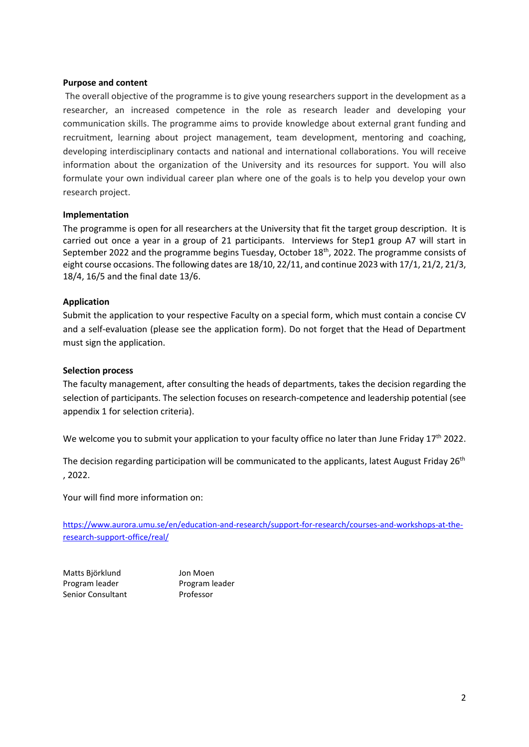**Purpose and content**

The overall objective of the programme is to give young researchers support in the development as a researcher, an increased competence in the role as research leader and developing your communication skills. The programme aims to provide knowledge about external grant funding and recruitment, learning about project management, team development, mentoring and coaching, developing interdisciplinary contacts and national and international collaborations. You will receive information about the organization of the University and its resources for support. You will also formulate your own individual career plan where one of the goals is to help you develop your own research project.

**Implementation**

The programme is open for all researchers at the University that fit the target group description. It is carried out once a year in a group of 21 participants. Interviews for Step1 group A7 will start in September 2022 and the programme begins Tuesday, October 18th, 2022. The programme consists of eight course occasions. The following dates are 18/10, 22/11, and continue 2023 with 17/1, 21/2, 21/3, 18/4, 16/5 and the final date 13/6.

**Application**

Submit the application to your respective Faculty on a special form, which must contain a concise CV and a self-evaluation (please see the application form). Do not forget that the Head of Department must sign the application.

**Selection process**

The faculty management, after consulting the heads of departments, takes the decision regarding the selection of participants. The selection focuses on research-competence and leadership potential (see appendix 1 for selection criteria).

We welcome you to submit your application to your faculty office no later than June Friday 17th 2022.

The decision regarding participation will be communicated to the applicants, latest August Friday 26th , 2022.

Your will find more information on:

https://www.aurora.umu.se/en/education-and-research/support-for-research/courses-and-workshops-at-the-research-support-office/real/

Matts Björklund
Program leader
Senior Consultant

Jon Moen
Program leader
Professor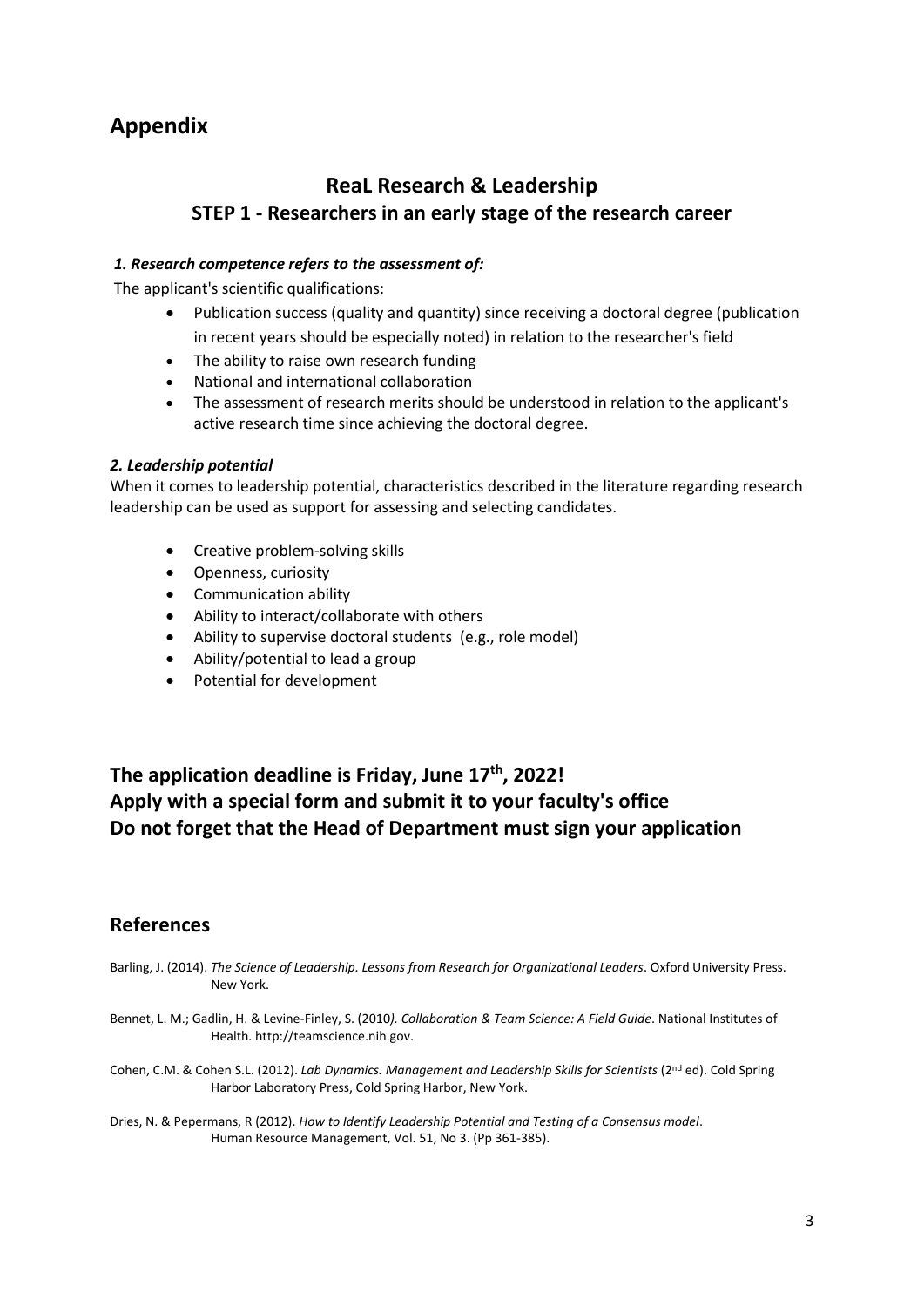# Appendix

## ReaL Research & Leadership

### STEP 1 - Researchers in an early stage of the research career

***1. Research competence refers to the assessment of:***

The applicant's scientific qualifications:

- Publication success (quality and quantity) since receiving a doctoral degree (publication in recent years should be especially noted) in relation to the researcher's field
- The ability to raise own research funding
- National and international collaboration
- The assessment of research merits should be understood in relation to the applicant's active research time since achieving the doctoral degree.

***2. Leadership potential***

When it comes to leadership potential, characteristics described in the literature regarding research leadership can be used as support for assessing and selecting candidates.

- Creative problem-solving skills
- Openness, curiosity
- Communication ability
- Ability to interact/collaborate with others
- Ability to supervise doctoral students (e.g., role model)
- Ability/potential to lead a group
- Potential for development

**The application deadline is Friday, June 17th, 2022!**
**Apply with a special form and submit it to your faculty's office**
**Do not forget that the Head of Department must sign your application**

## References

Barling, J. (2014). *The Science of Leadership. Lessons from Research for Organizational Leaders*. Oxford University Press. New York.

Bennet, L. M.; Gadlin, H. & Levine-Finley, S. (2010*). Collaboration & Team Science: A Field Guide*. National Institutes of Health. http://teamscience.nih.gov.

Cohen, C.M. & Cohen S.L. (2012). *Lab Dynamics. Management and Leadership Skills for Scientists* (2nd ed). Cold Spring Harbor Laboratory Press, Cold Spring Harbor, New York.

Dries, N. & Pepermans, R (2012). *How to Identify Leadership Potential and Testing of a Consensus model*. Human Resource Management, Vol. 51, No 3. (Pp 361-385).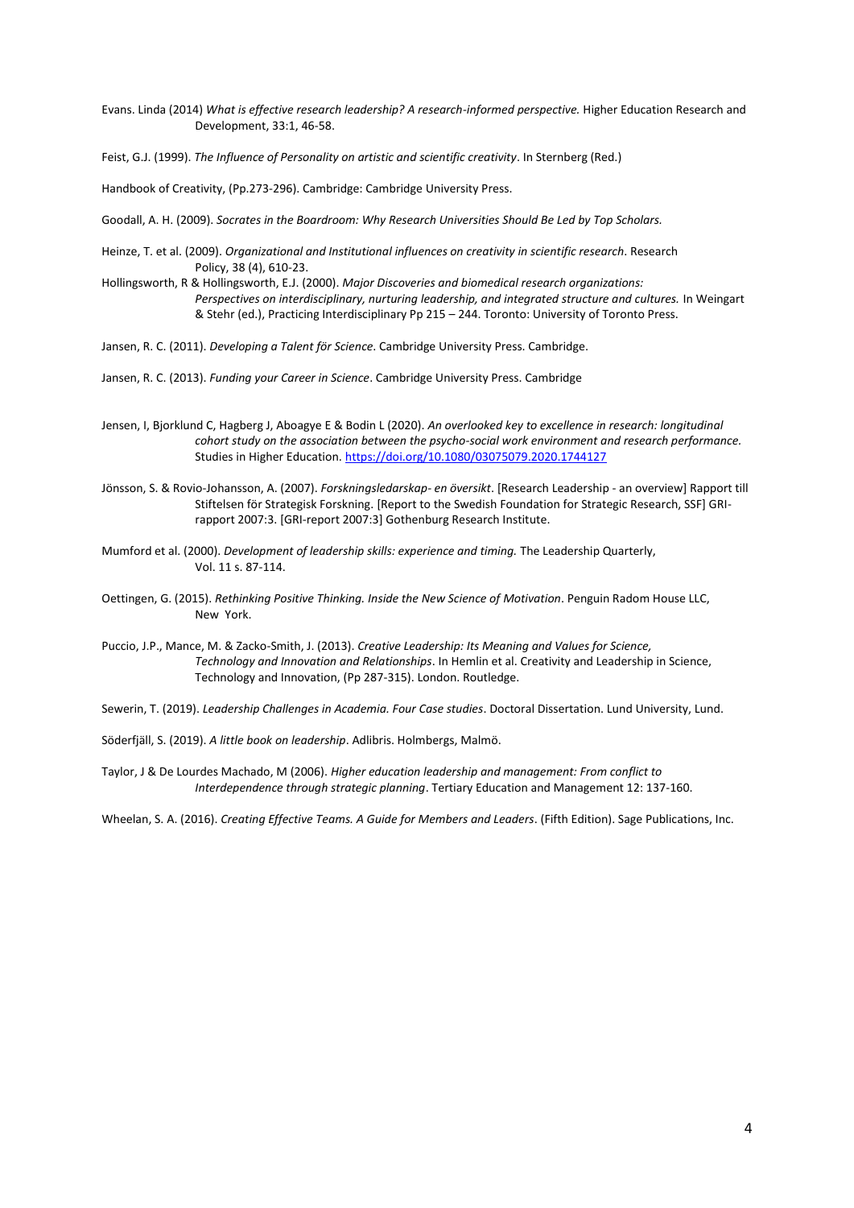Evans. Linda (2014) *What is effective research leadership? A research-informed perspective.* Higher Education Research and Development, 33:1, 46-58.

Feist, G.J. (1999). *The Influence of Personality on artistic and scientific creativity*. In Sternberg (Red.)

Handbook of Creativity, (Pp.273-296). Cambridge: Cambridge University Press.

Goodall, A. H. (2009). *Socrates in the Boardroom: Why Research Universities Should Be Led by Top Scholars.*

Heinze, T. et al. (2009). *Organizational and Institutional influences on creativity in scientific research*. Research Policy, 38 (4), 610-23.

Hollingsworth, R & Hollingsworth, E.J. (2000). *Major Discoveries and biomedical research organizations: Perspectives on interdisciplinary, nurturing leadership, and integrated structure and cultures.* In Weingart & Stehr (ed.), Practicing Interdisciplinary Pp 215 – 244. Toronto: University of Toronto Press.

Jansen, R. C. (2011). *Developing a Talent för Science*. Cambridge University Press. Cambridge.

Jansen, R. C. (2013). *Funding your Career in Science*. Cambridge University Press. Cambridge

Jensen, I, Bjorklund C, Hagberg J, Aboagye E & Bodin L (2020). *An overlooked key to excellence in research: longitudinal cohort study on the association between the psycho-social work environment and research performance.* Studies in Higher Education. https://doi.org/10.1080/03075079.2020.1744127

Jönsson, S. & Rovio-Johansson, A. (2007). *Forskningsledarskap- en översikt*. [Research Leadership - an overview] Rapport till Stiftelsen för Strategisk Forskning. [Report to the Swedish Foundation for Strategic Research, SSF] GRI-rapport 2007:3. [GRI-report 2007:3] Gothenburg Research Institute.

Mumford et al. (2000). *Development of leadership skills: experience and timing.* The Leadership Quarterly, Vol. 11 s. 87-114.

Oettingen, G. (2015). *Rethinking Positive Thinking. Inside the New Science of Motivation*. Penguin Radom House LLC, New York.

Puccio, J.P., Mance, M. & Zacko-Smith, J. (2013). *Creative Leadership: Its Meaning and Values for Science, Technology and Innovation and Relationships*. In Hemlin et al. Creativity and Leadership in Science, Technology and Innovation, (Pp 287-315). London. Routledge.

Sewerin, T. (2019). *Leadership Challenges in Academia. Four Case studies*. Doctoral Dissertation. Lund University, Lund.

Söderfjäll, S. (2019). *A little book on leadership*. Adlibris. Holmbergs, Malmö.

Taylor, J & De Lourdes Machado, M (2006). *Higher education leadership and management: From conflict to Interdependence through strategic planning*. Tertiary Education and Management 12: 137-160.

Wheelan, S. A. (2016). *Creating Effective Teams. A Guide for Members and Leaders*. (Fifth Edition). Sage Publications, Inc.